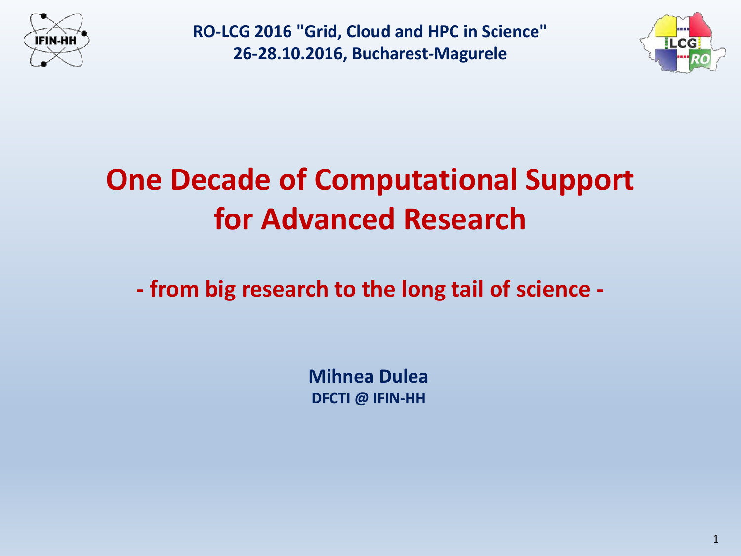**RO-LCG 2016 "Grid, Cloud and HPC in Science"**
**26-28.10.2016, Bucharest-Magurele**

# One Decade of Computational Support for Advanced Research

## - from big research to the long tail of science -

**Mihnea Dulea**
**DFCTI @ IFIN-HH**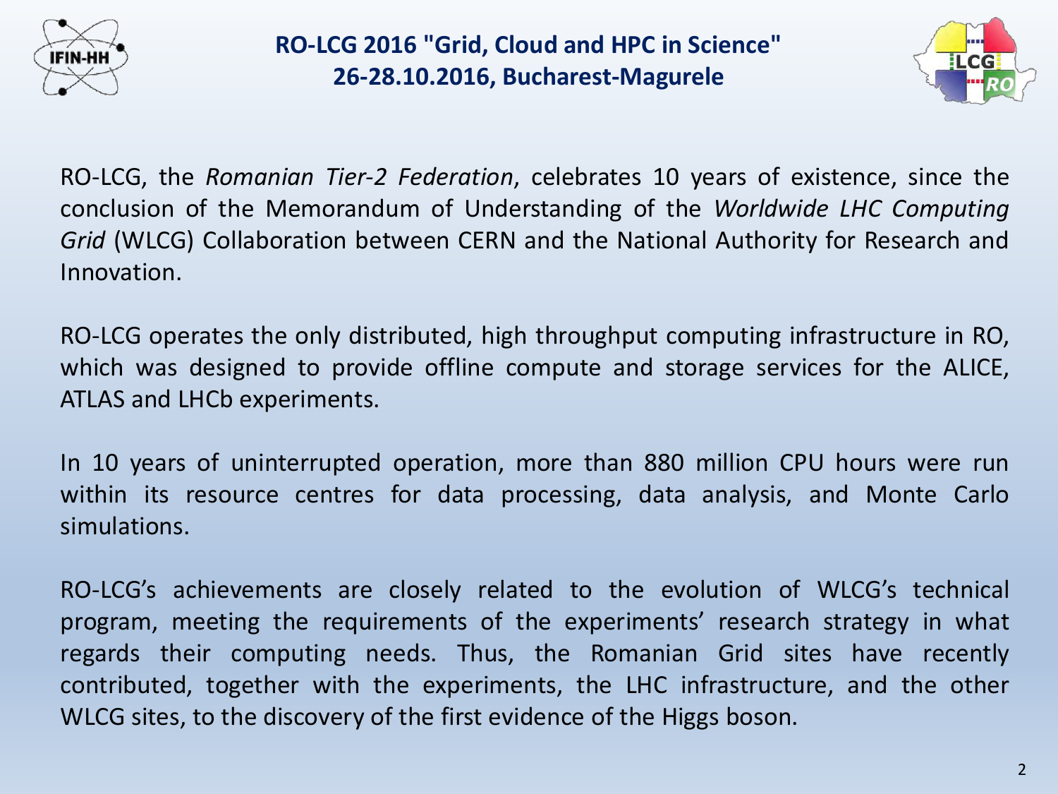RO-LCG, the *Romanian Tier-2 Federation*, celebrates 10 years of existence, since the conclusion of the Memorandum of Understanding of the *Worldwide LHC Computing Grid* (WLCG) Collaboration between CERN and the National Authority for Research and Innovation.

RO-LCG operates the only distributed, high throughput computing infrastructure in RO, which was designed to provide offline compute and storage services for the ALICE, ATLAS and LHCb experiments.

In 10 years of uninterrupted operation, more than 880 million CPU hours were run within its resource centres for data processing, data analysis, and Monte Carlo simulations.

RO-LCG's achievements are closely related to the evolution of WLCG's technical program, meeting the requirements of the experiments' research strategy in what regards their computing needs. Thus, the Romanian Grid sites have recently contributed, together with the experiments, the LHC infrastructure, and the other WLCG sites, to the discovery of the first evidence of the Higgs boson.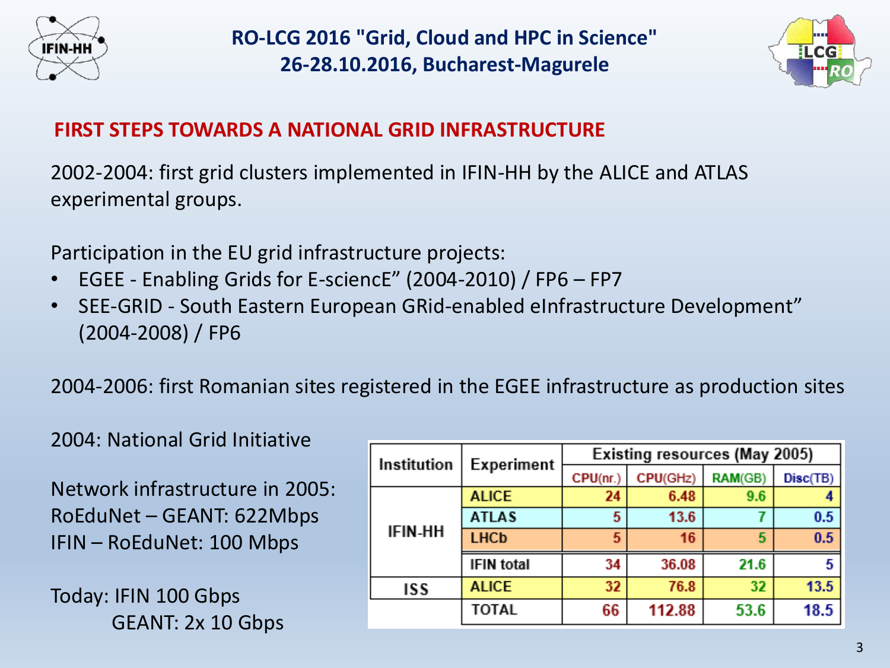## FIRST STEPS TOWARDS A NATIONAL GRID INFRASTRUCTURE

2002-2004: first grid clusters implemented in IFIN-HH by the ALICE and ATLAS experimental groups.

Participation in the EU grid infrastructure projects:

- EGEE - Enabling Grids for E-sciencE" (2004-2010) / FP6 – FP7
- SEE-GRID - South Eastern European GRid-enabled eInfrastructure Development" (2004-2008) / FP6

2004-2006: first Romanian sites registered in the EGEE infrastructure as production sites

2004: National Grid Initiative

Network infrastructure in 2005:
RoEduNet – GEANT: 622Mbps
IFIN – RoEduNet: 100 Mbps

Today: IFIN 100 Gbps
GEANT: 2x 10 Gbps

| Institution | Experiment | Existing resources (May 2005) | | | |
|---|---|---|---|---|---|
| | | CPU(nr.) | CPU(GHz) | RAM(GB) | Disc(TB) |
| IFIN-HH | ALICE | 24 | 6.48 | 9.6 | 4 |
| | ATLAS | 5 | 13.6 | 7 | 0.5 |
| | LHCb | 5 | 16 | 5 | 0.5 |
| | IFIN total | 34 | 36.08 | 21.6 | 5 |
| ISS | ALICE | 32 | 76.8 | 32 | 13.5 |
| | TOTAL | 66 | 112.88 | 53.6 | 18.5 |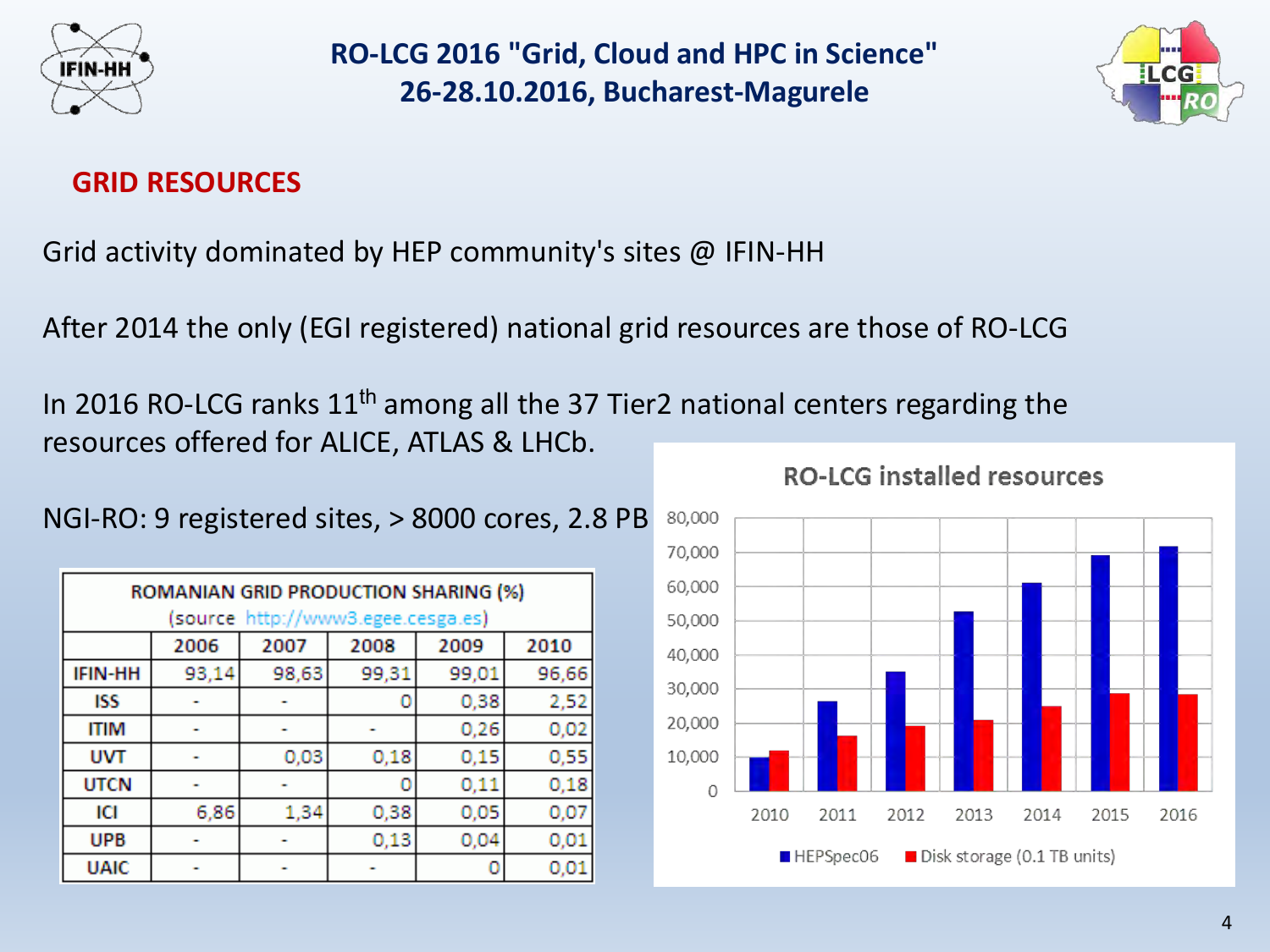# RO-LCG 2016 "Grid, Cloud and HPC in Science"
## 26-28.10.2016, Bucharest-Magurele

### GRID RESOURCES

Grid activity dominated by HEP community's sites @ IFIN-HH

After 2014 the only (EGI registered) national grid resources are those of RO-LCG

In 2016 RO-LCG ranks 11th among all the 37 Tier2 national centers regarding the resources offered for ALICE, ATLAS & LHCb.

NGI-RO: 9 registered sites, > 8000 cores, 2.8 PB

**ROMANIAN GRID PRODUCTION SHARING (%)**
(source http://www3.egee.cesga.es)

| | 2006 | 2007 | 2008 | 2009 | 2010 |
|---|---|---|---|---|---|
| IFIN-HH | 93,14 | 98,63 | 99,31 | 99,01 | 96,66 |
| ISS | - | - | 0 | 0,38 | 2,52 |
| ITIM | - | - | - | 0,26 | 0,02 |
| UVT | - | 0,03 | 0,18 | 0,15 | 0,55 |
| UTCN | - | - | 0 | 0,11 | 0,18 |
| ICI | 6,86 | 1,34 | 0,38 | 0,05 | 0,07 |
| UPB | - | - | 0,13 | 0,04 | 0,01 |
| UAIC | - | - | - | 0 | 0,01 |

**RO-LCG installed resources**

(Bar chart, 2010–2016: HEPSpec06 and Disk storage (0.1 TB units))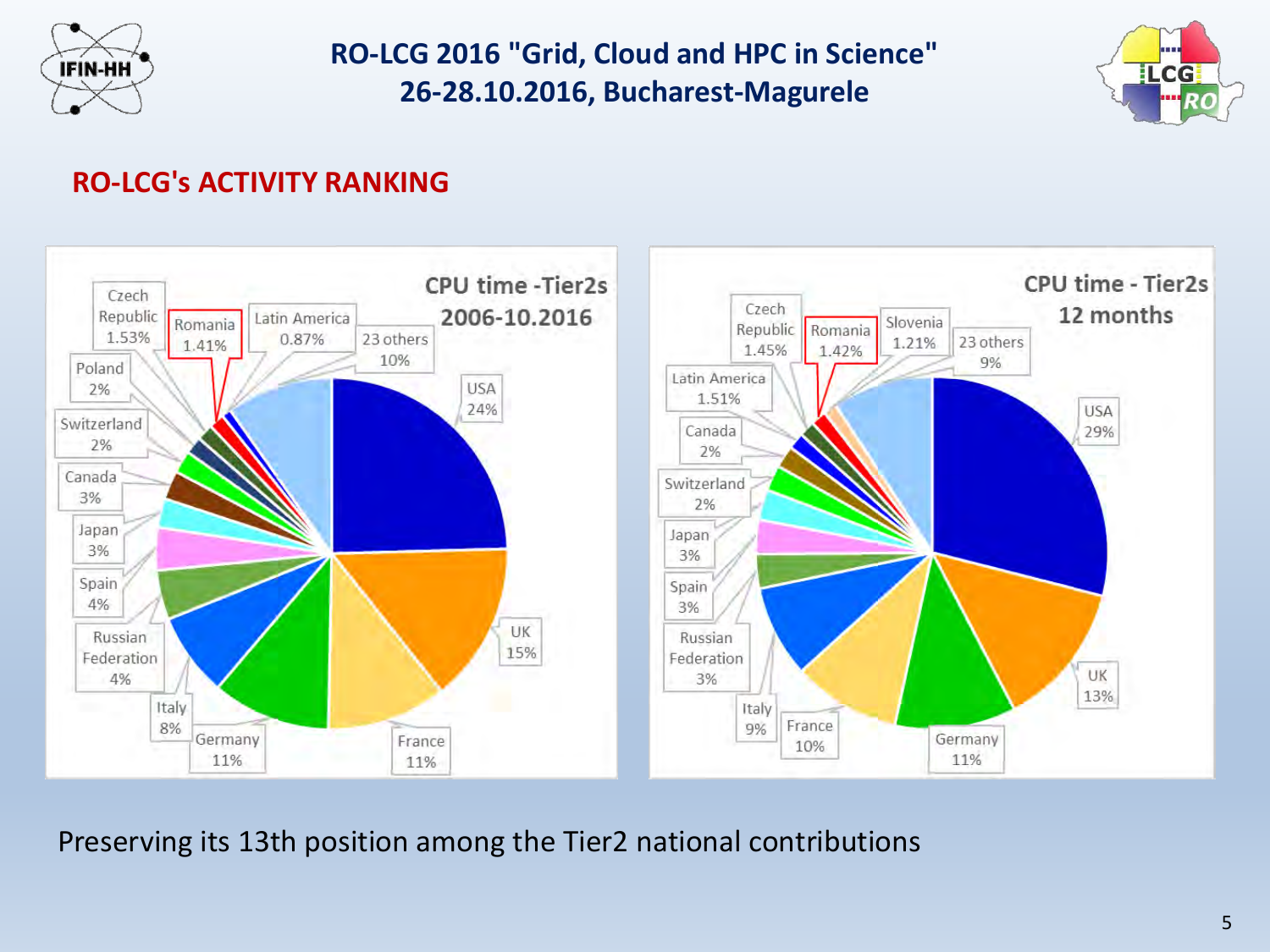## RO-LCG's ACTIVITY RANKING

**CPU time -Tier2s 2006-10.2016**

| Country | Share |
|---|---|
| USA | 24% |
| UK | 15% |
| France | 11% |
| Germany | 11% |
| Italy | 8% |
| Russian Federation | 4% |
| Spain | 4% |
| Japan | 3% |
| Canada | 3% |
| Switzerland | 2% |
| Poland | 2% |
| Czech Republic | 1.53% |
| Romania | 1.41% |
| Latin America | 0.87% |
| 23 others | 10% |

**CPU time - Tier2s 12 months**

| Country | Share |
|---|---|
| USA | 29% |
| UK | 13% |
| Germany | 11% |
| France | 10% |
| Italy | 9% |
| Russian Federation | 3% |
| Spain | 3% |
| Japan | 3% |
| Switzerland | 2% |
| Canada | 2% |
| Latin America | 1.51% |
| Czech Republic | 1.45% |
| Romania | 1.42% |
| Slovenia | 1.21% |
| 23 others | 9% |

Preserving its 13th position among the Tier2 national contributions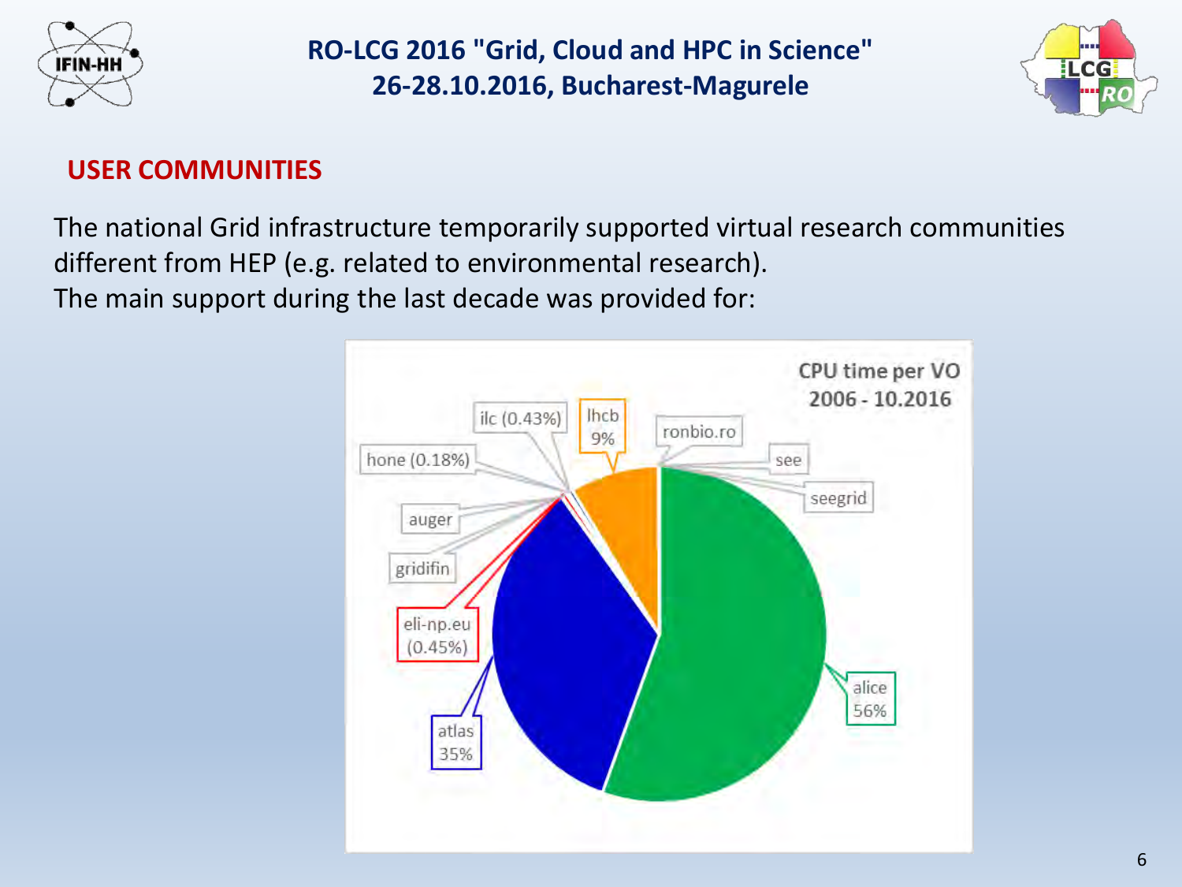## USER COMMUNITIES

The national Grid infrastructure temporarily supported virtual research communities different from HEP (e.g. related to environmental research).
The main support during the last decade was provided for:

CPU time per VO
2006 - 10.2016

alice 56%
atlas 35%
lhcb 9%
eli-np.eu (0.45%)
ilc (0.43%)
hone (0.18%)
auger
gridifin
ronbio.ro
see
seegrid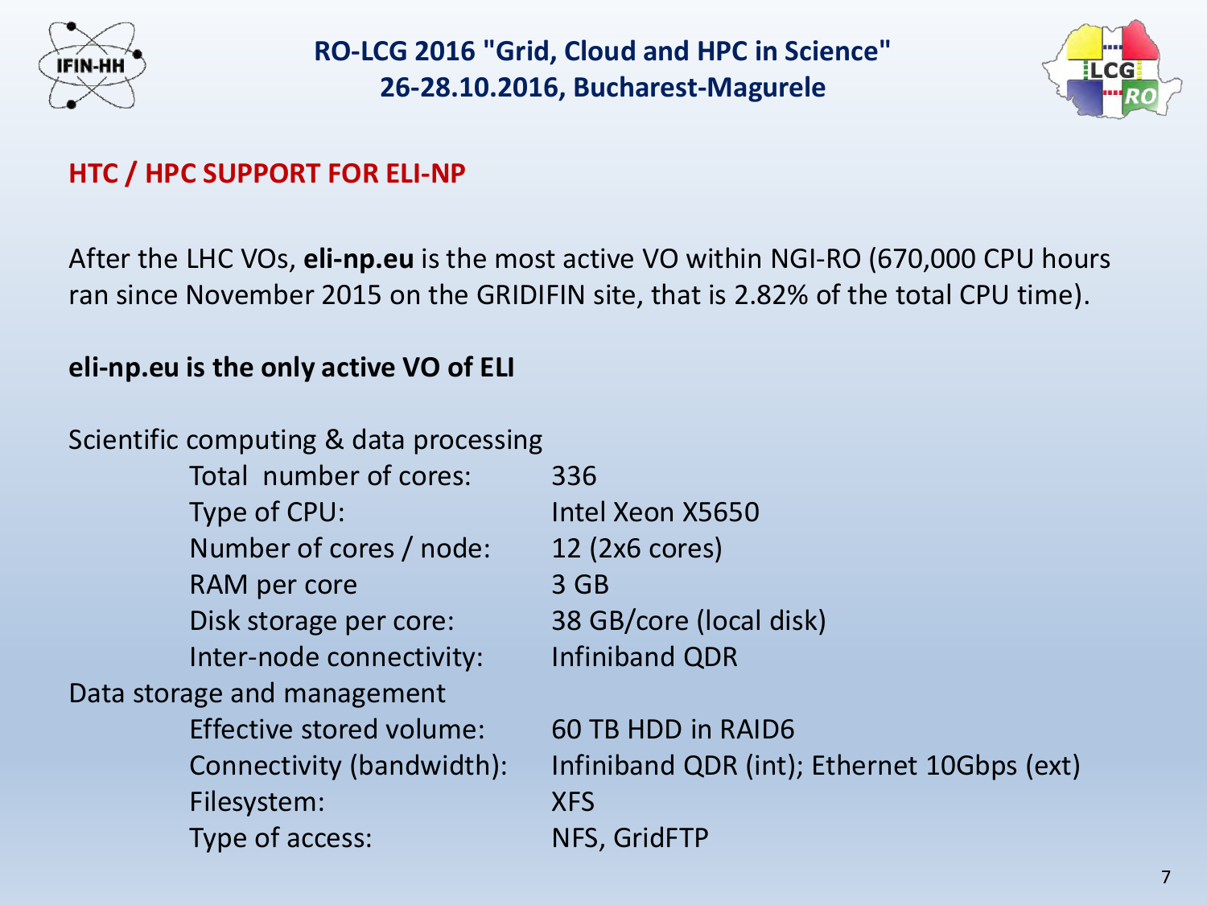## HTC / HPC SUPPORT FOR ELI-NP

After the LHC VOs, **eli-np.eu** is the most active VO within NGI-RO (670,000 CPU hours ran since November 2015 on the GRIDIFIN site, that is 2.82% of the total CPU time).

**eli-np.eu is the only active VO of ELI**

Scientific computing & data processing

| | |
|---|---|
| Total number of cores: | 336 |
| Type of CPU: | Intel Xeon X5650 |
| Number of cores / node: | 12 (2x6 cores) |
| RAM per core | 3 GB |
| Disk storage per core: | 38 GB/core (local disk) |
| Inter-node connectivity: | Infiniband QDR |

Data storage and management

| | |
|---|---|
| Effective stored volume: | 60 TB HDD in RAID6 |
| Connectivity (bandwidth): | Infiniband QDR (int); Ethernet 10Gbps (ext) |
| Filesystem: | XFS |
| Type of access: | NFS, GridFTP |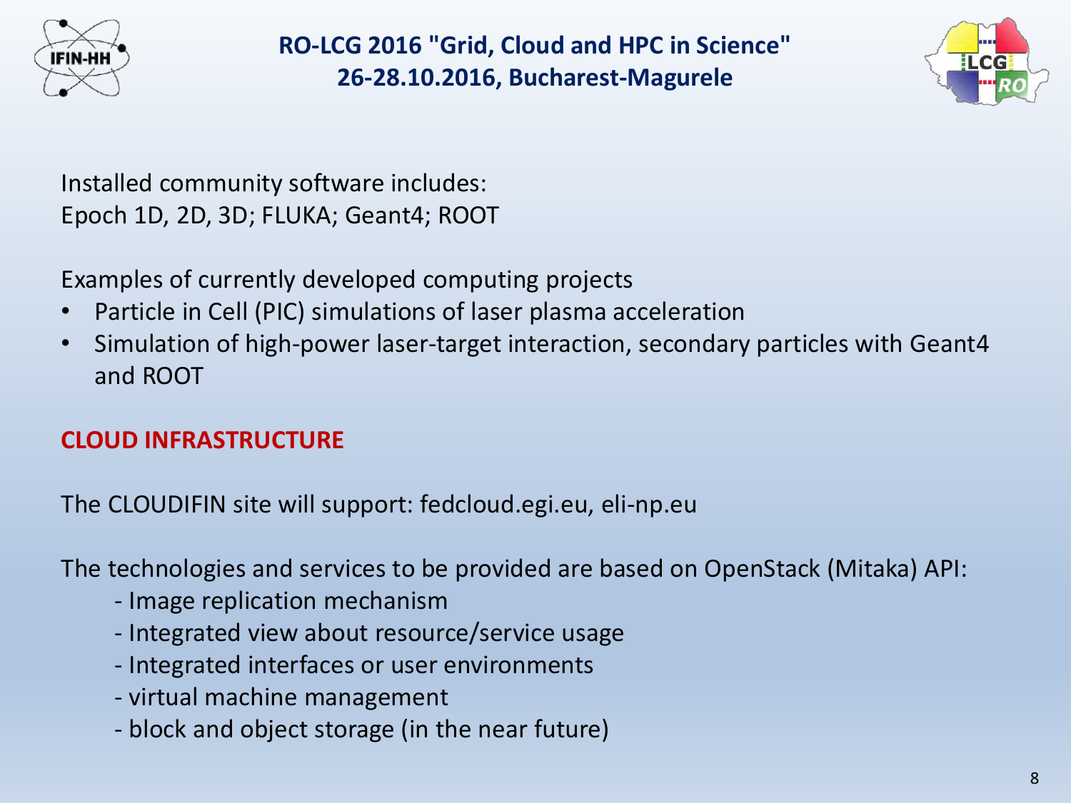Installed community software includes:
Epoch 1D, 2D, 3D; FLUKA; Geant4; ROOT

Examples of currently developed computing projects

- Particle in Cell (PIC) simulations of laser plasma acceleration
- Simulation of high-power laser-target interaction, secondary particles with Geant4 and ROOT

## CLOUD INFRASTRUCTURE

The CLOUDIFIN site will support: fedcloud.egi.eu, eli-np.eu

The technologies and services to be provided are based on OpenStack (Mitaka) API:

- Image replication mechanism
- Integrated view about resource/service usage
- Integrated interfaces or user environments
- virtual machine management
- block and object storage (in the near future)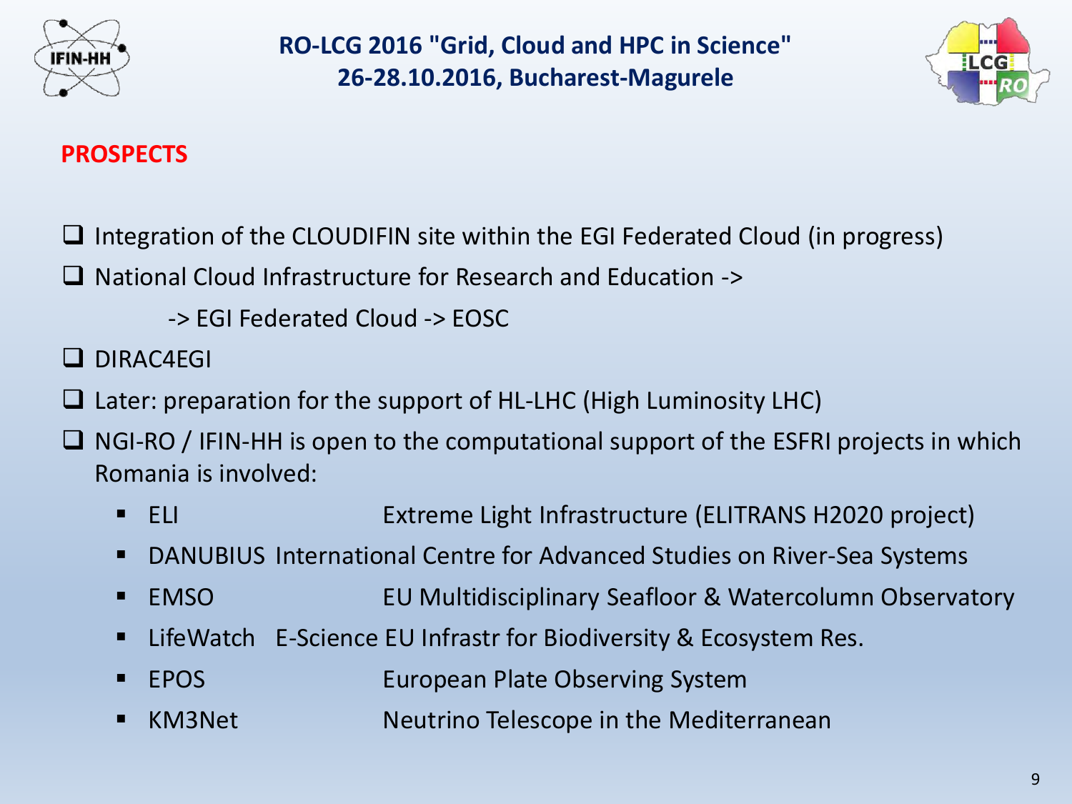## PROSPECTS

- Integration of the CLOUDIFIN site within the EGI Federated Cloud (in progress)
- National Cloud Infrastructure for Research and Education ->

  -> EGI Federated Cloud -> EOSC
- DIRAC4EGI
- Later: preparation for the support of HL-LHC (High Luminosity LHC)
- NGI-RO / IFIN-HH is open to the computational support of the ESFRI projects in which Romania is involved:
  - ELI — Extreme Light Infrastructure (ELITRANS H2020 project)
  - DANUBIUS — International Centre for Advanced Studies on River-Sea Systems
  - EMSO — EU Multidisciplinary Seafloor & Watercolumn Observatory
  - LifeWatch — E-Science EU Infrastr for Biodiversity & Ecosystem Res.
  - EPOS — European Plate Observing System
  - KM3Net — Neutrino Telescope in the Mediterranean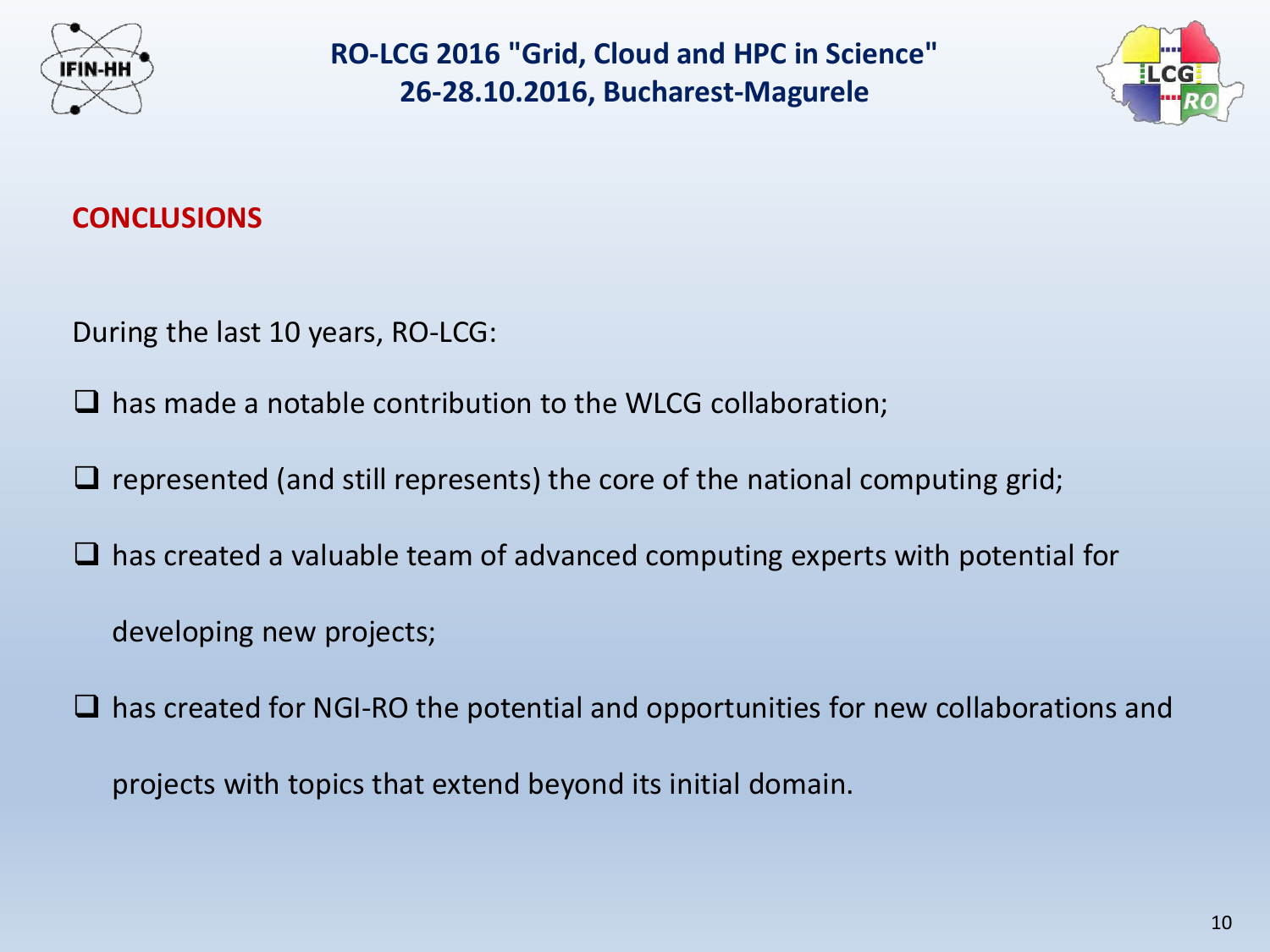## CONCLUSIONS

During the last 10 years, RO-LCG:

- has made a notable contribution to the WLCG collaboration;
- represented (and still represents) the core of the national computing grid;
- has created a valuable team of advanced computing experts with potential for developing new projects;
- has created for NGI-RO the potential and opportunities for new collaborations and projects with topics that extend beyond its initial domain.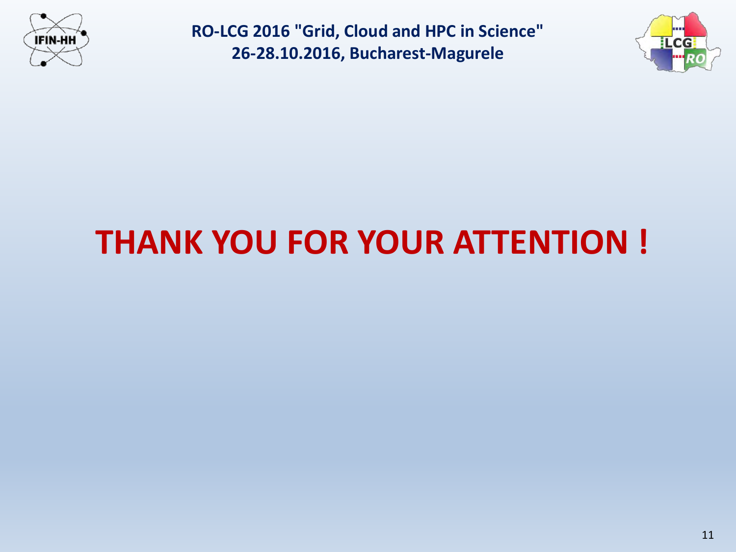# THANK YOU FOR YOUR ATTENTION !